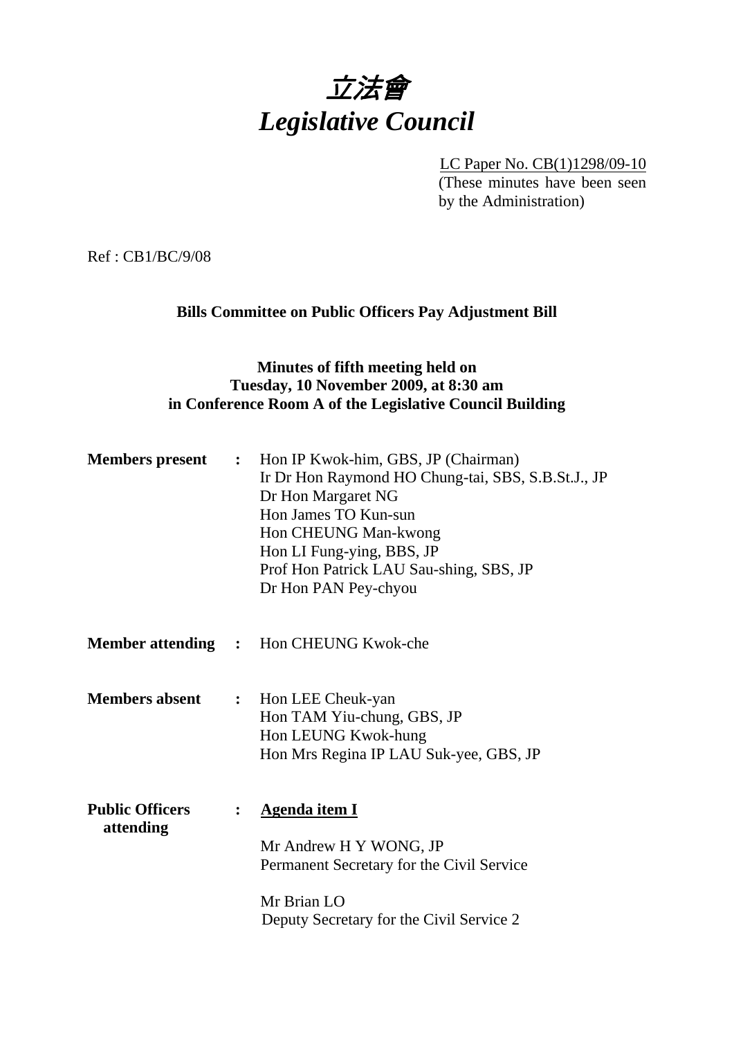# *立法會*
# *Legislative Council*

LC Paper No. CB(1)1298/09-10
(These minutes have been seen by the Administration)

Ref : CB1/BC/9/08

**Bills Committee on Public Officers Pay Adjustment Bill**

**Minutes of fifth meeting held on**
**Tuesday, 10 November 2009, at 8:30 am**
**in Conference Room A of the Legislative Council Building**

**Members present :** Hon IP Kwok-him, GBS, JP (Chairman)
Ir Dr Hon Raymond HO Chung-tai, SBS, S.B.St.J., JP
Dr Hon Margaret NG
Hon James TO Kun-sun
Hon CHEUNG Man-kwong
Hon LI Fung-ying, BBS, JP
Prof Hon Patrick LAU Sau-shing, SBS, JP
Dr Hon PAN Pey-chyou

**Member attending :** Hon CHEUNG Kwok-che

**Members absent :** Hon LEE Cheuk-yan
Hon TAM Yiu-chung, GBS, JP
Hon LEUNG Kwok-hung
Hon Mrs Regina IP LAU Suk-yee, GBS, JP

**Public Officers attending :** **Agenda item I**

Mr Andrew H Y WONG, JP
Permanent Secretary for the Civil Service

Mr Brian LO
Deputy Secretary for the Civil Service 2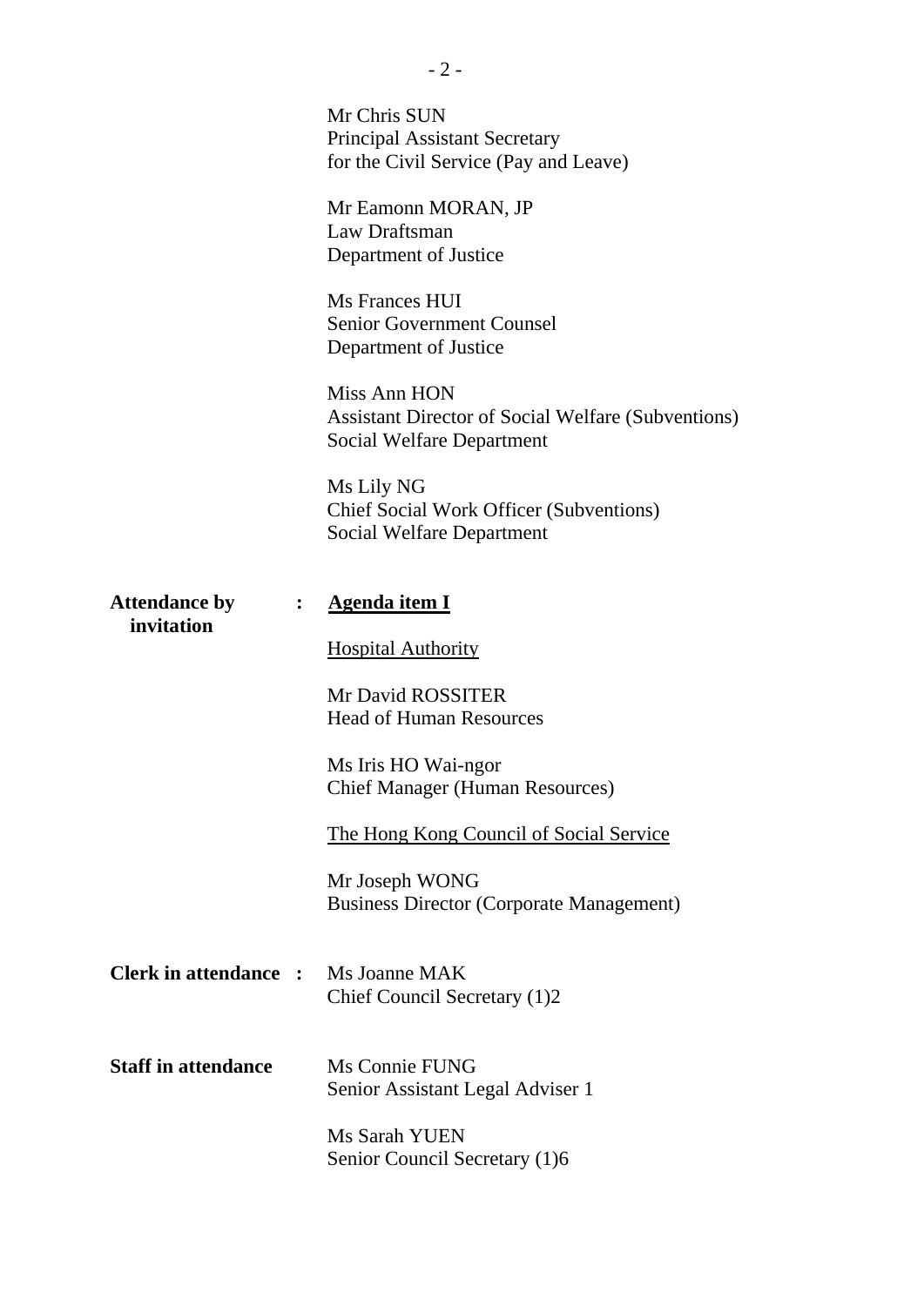Mr Chris SUN
Principal Assistant Secretary
for the Civil Service (Pay and Leave)

Mr Eamonn MORAN, JP
Law Draftsman
Department of Justice

Ms Frances HUI
Senior Government Counsel
Department of Justice

Miss Ann HON
Assistant Director of Social Welfare (Subventions)
Social Welfare Department

Ms Lily NG
Chief Social Work Officer (Subventions)
Social Welfare Department

**Attendance by invitation** : <u>**Agenda item I**</u>

<u>Hospital Authority</u>

Mr David ROSSITER
Head of Human Resources

Ms Iris HO Wai-ngor
Chief Manager (Human Resources)

<u>The Hong Kong Council of Social Service</u>

Mr Joseph WONG
Business Director (Corporate Management)

**Clerk in attendance** : Ms Joanne MAK
Chief Council Secretary (1)2

**Staff in attendance** Ms Connie FUNG
Senior Assistant Legal Adviser 1

Ms Sarah YUEN
Senior Council Secretary (1)6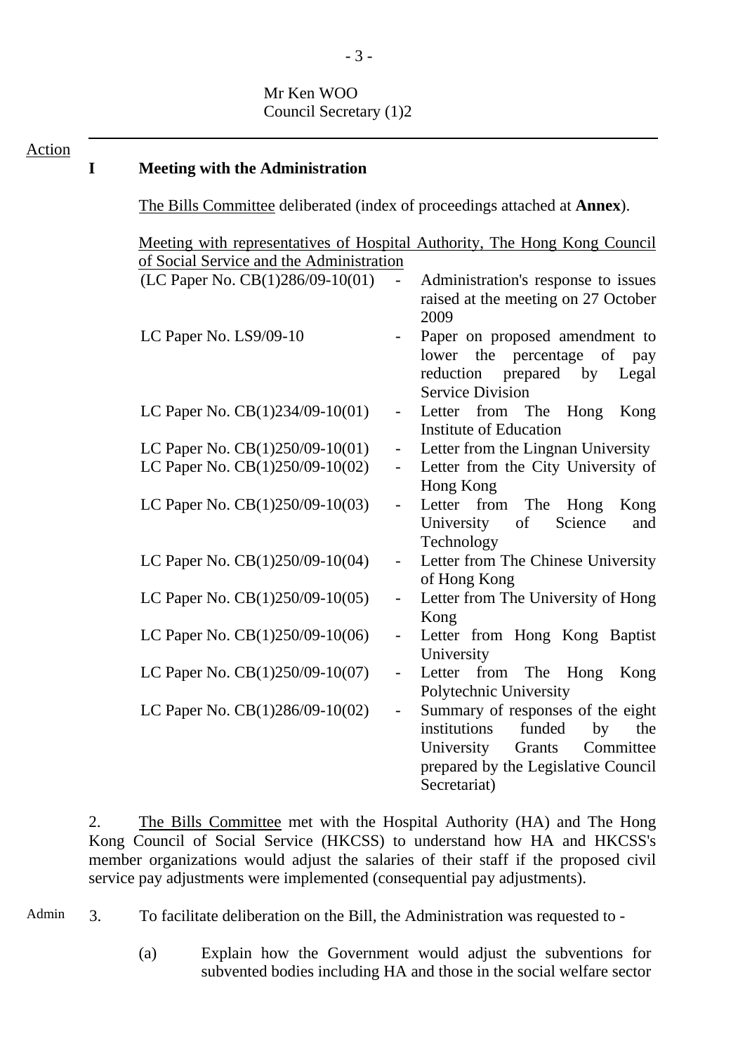Mr Ken WOO
Council Secretary (1)2

---

Action

**I Meeting with the Administration**

The Bills Committee deliberated (index of proceedings attached at **Annex**).

Meeting with representatives of Hospital Authority, The Hong Kong Council of Social Service and the Administration

| | | |
|---|---|---|
| (LC Paper No. CB(1)286/09-10(01) | - | Administration's response to issues raised at the meeting on 27 October 2009 |
| LC Paper No. LS9/09-10 | - | Paper on proposed amendment to lower the percentage of pay reduction prepared by Legal Service Division |
| LC Paper No. CB(1)234/09-10(01) | - | Letter from The Hong Kong Institute of Education |
| LC Paper No. CB(1)250/09-10(01) | - | Letter from the Lingnan University |
| LC Paper No. CB(1)250/09-10(02) | - | Letter from the City University of Hong Kong |
| LC Paper No. CB(1)250/09-10(03) | - | Letter from The Hong Kong University of Science and Technology |
| LC Paper No. CB(1)250/09-10(04) | - | Letter from The Chinese University of Hong Kong |
| LC Paper No. CB(1)250/09-10(05) | - | Letter from The University of Hong Kong |
| LC Paper No. CB(1)250/09-10(06) | - | Letter from Hong Kong Baptist University |
| LC Paper No. CB(1)250/09-10(07) | - | Letter from The Hong Kong Polytechnic University |
| LC Paper No. CB(1)286/09-10(02) | - | Summary of responses of the eight institutions funded by the University Grants Committee prepared by the Legislative Council Secretariat) |

2. The Bills Committee met with the Hospital Authority (HA) and The Hong Kong Council of Social Service (HKCSS) to understand how HA and HKCSS's member organizations would adjust the salaries of their staff if the proposed civil service pay adjustments were implemented (consequential pay adjustments).

Admin

3. To facilitate deliberation on the Bill, the Administration was requested to -

(a) Explain how the Government would adjust the subventions for subvented bodies including HA and those in the social welfare sector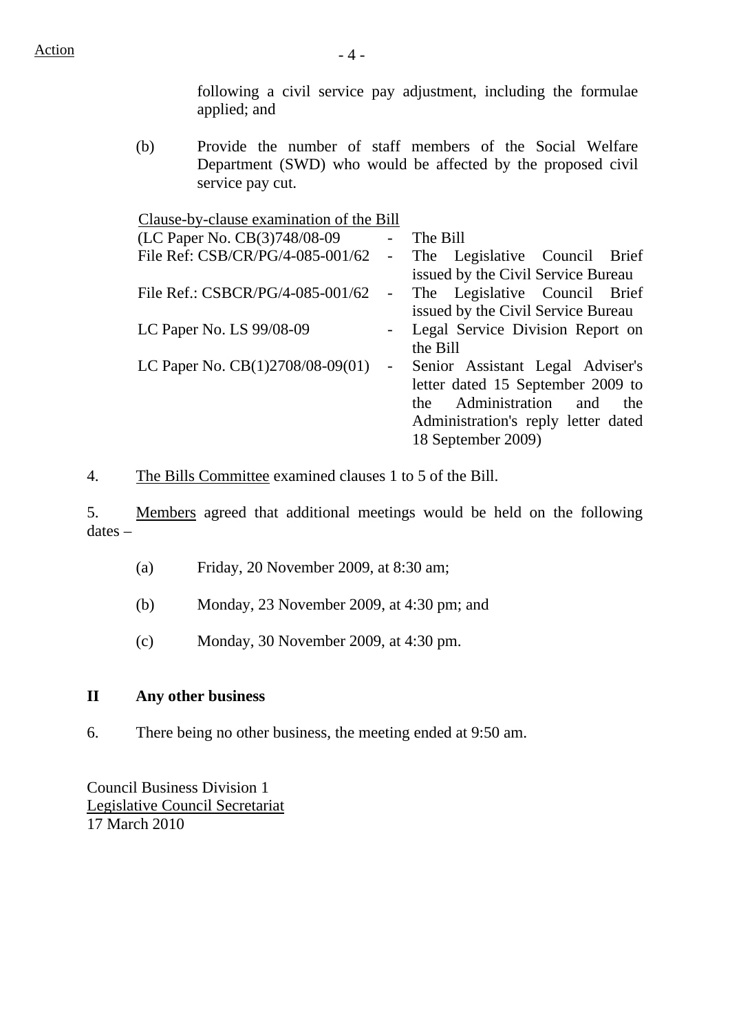Action

following a civil service pay adjustment, including the formulae applied; and

(b) Provide the number of staff members of the Social Welfare Department (SWD) who would be affected by the proposed civil service pay cut.

Clause-by-clause examination of the Bill

| | | |
|---|---|---|
| (LC Paper No. CB(3)748/08-09 | - | The Bill |
| File Ref: CSB/CR/PG/4-085-001/62 | - | The Legislative Council Brief issued by the Civil Service Bureau |
| File Ref.: CSBCR/PG/4-085-001/62 | - | The Legislative Council Brief issued by the Civil Service Bureau |
| LC Paper No. LS 99/08-09 | - | Legal Service Division Report on the Bill |
| LC Paper No. CB(1)2708/08-09(01) | - | Senior Assistant Legal Adviser's letter dated 15 September 2009 to the Administration and the Administration's reply letter dated 18 September 2009) |

4. The Bills Committee examined clauses 1 to 5 of the Bill.

5. Members agreed that additional meetings would be held on the following dates –

(a) Friday, 20 November 2009, at 8:30 am;

(b) Monday, 23 November 2009, at 4:30 pm; and

(c) Monday, 30 November 2009, at 4:30 pm.

## II Any other business

6. There being no other business, the meeting ended at 9:50 am.

Council Business Division 1
Legislative Council Secretariat
17 March 2010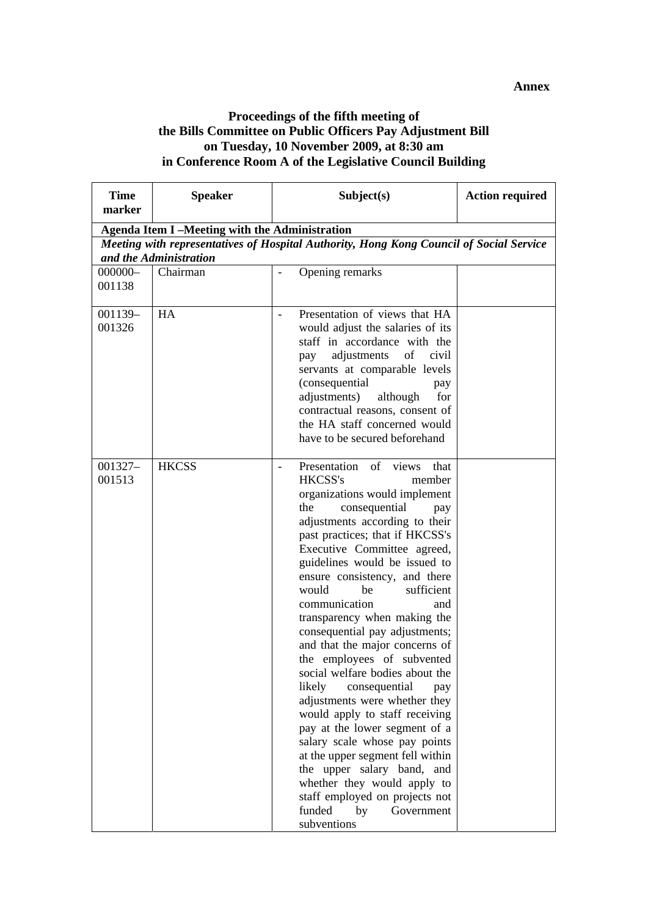**Annex**

# Proceedings of the fifth meeting of the Bills Committee on Public Officers Pay Adjustment Bill on Tuesday, 10 November 2009, at 8:30 am in Conference Room A of the Legislative Council Building

| Time marker | Speaker | Subject(s) | Action required |
|---|---|---|---|
| **Agenda Item I –Meeting with the Administration** | | | |
| ***Meeting with representatives of Hospital Authority, Hong Kong Council of Social Service and the Administration*** | | | |
| 000000–001138 | Chairman | - Opening remarks | |
| 001139–001326 | HA | - Presentation of views that HA would adjust the salaries of its staff in accordance with the pay adjustments of civil servants at comparable levels (consequential pay adjustments) although for contractual reasons, consent of the HA staff concerned would have to be secured beforehand | |
| 001327–001513 | HKCSS | - Presentation of views that HKCSS's member organizations would implement the consequential pay adjustments according to their past practices; that if HKCSS's Executive Committee agreed, guidelines would be issued to ensure consistency, and there would be sufficient communication and transparency when making the consequential pay adjustments; and that the major concerns of the employees of subvented social welfare bodies about the likely consequential pay adjustments were whether they would apply to staff receiving pay at the lower segment of a salary scale whose pay points at the upper segment fell within the upper salary band, and whether they would apply to staff employed on projects not funded by Government subventions | |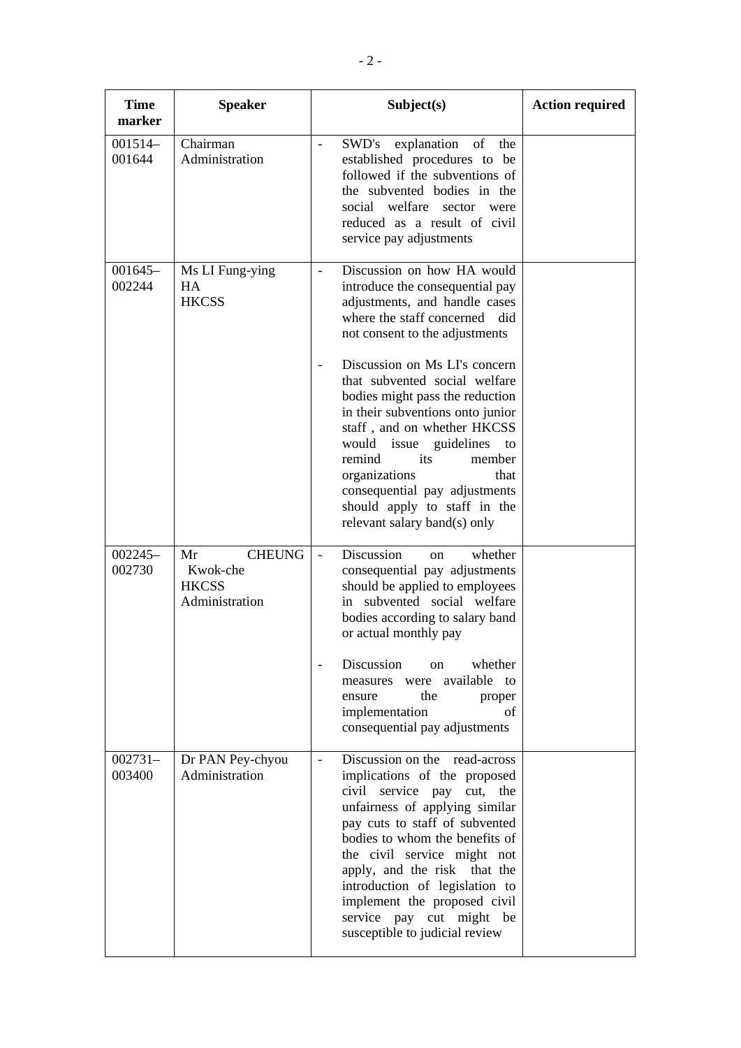| Time marker | Speaker | Subject(s) | Action required |
|---|---|---|---|
| 001514–001644 | Chairman<br>Administration | - SWD's explanation of the established procedures to be followed if the subventions of the subvented bodies in the social welfare sector were reduced as a result of civil service pay adjustments | |
| 001645–002244 | Ms LI Fung-ying<br>HA<br>HKCSS | - Discussion on how HA would introduce the consequential pay adjustments, and handle cases where the staff concerned did not consent to the adjustments<br><br>- Discussion on Ms LI's concern that subvented social welfare bodies might pass the reduction in their subventions onto junior staff , and on whether HKCSS would issue guidelines to remind its member organizations that consequential pay adjustments should apply to staff in the relevant salary band(s) only | |
| 002245–002730 | Mr CHEUNG Kwok-che<br>HKCSS<br>Administration | - Discussion on whether consequential pay adjustments should be applied to employees in subvented social welfare bodies according to salary band or actual monthly pay<br><br>- Discussion on whether measures were available to ensure the proper implementation of consequential pay adjustments | |
| 002731–003400 | Dr PAN Pey-chyou<br>Administration | - Discussion on the read-across implications of the proposed civil service pay cut, the unfairness of applying similar pay cuts to staff of subvented bodies to whom the benefits of the civil service might not apply, and the risk that the introduction of legislation to implement the proposed civil service pay cut might be susceptible to judicial review | |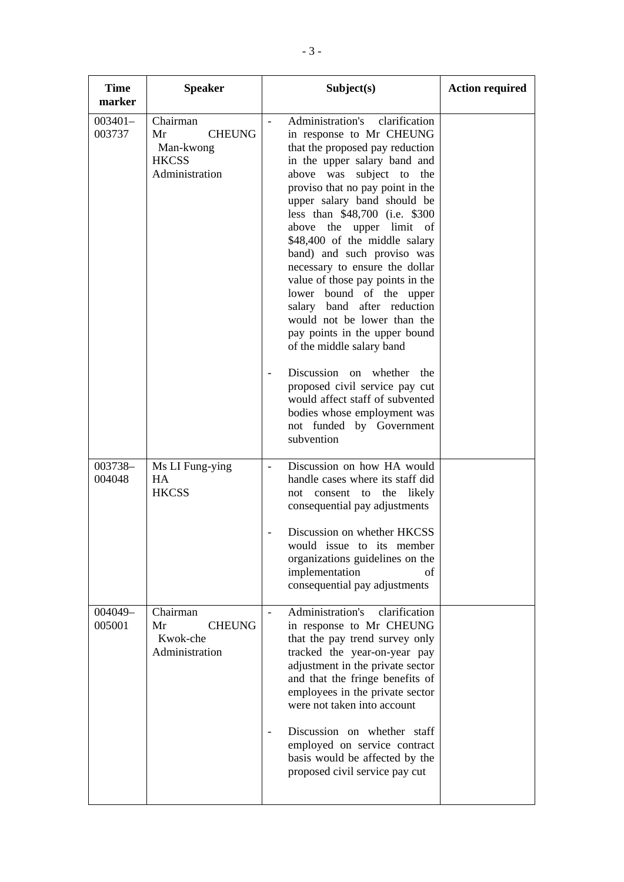| Time marker | Speaker | Subject(s) | Action required |
|---|---|---|---|
| 003401–003737 | Chairman<br>Mr CHEUNG Man-kwong<br>HKCSS<br>Administration | - Administration's clarification in response to Mr CHEUNG that the proposed pay reduction in the upper salary band and above was subject to the proviso that no pay point in the upper salary band should be less than $48,700 (i.e. $300 above the upper limit of $48,400 of the middle salary band) and such proviso was necessary to ensure the dollar value of those pay points in the lower bound of the upper salary band after reduction would not be lower than the pay points in the upper bound of the middle salary band<br><br>- Discussion on whether the proposed civil service pay cut would affect staff of subvented bodies whose employment was not funded by Government subvention | |
| 003738–004048 | Ms LI Fung-ying<br>HA<br>HKCSS | - Discussion on how HA would handle cases where its staff did not consent to the likely consequential pay adjustments<br><br>- Discussion on whether HKCSS would issue to its member organizations guidelines on the implementation of consequential pay adjustments | |
| 004049–005001 | Chairman<br>Mr CHEUNG Kwok-che<br>Administration | - Administration's clarification in response to Mr CHEUNG that the pay trend survey only tracked the year-on-year pay adjustment in the private sector and that the fringe benefits of employees in the private sector were not taken into account<br><br>- Discussion on whether staff employed on service contract basis would be affected by the proposed civil service pay cut | |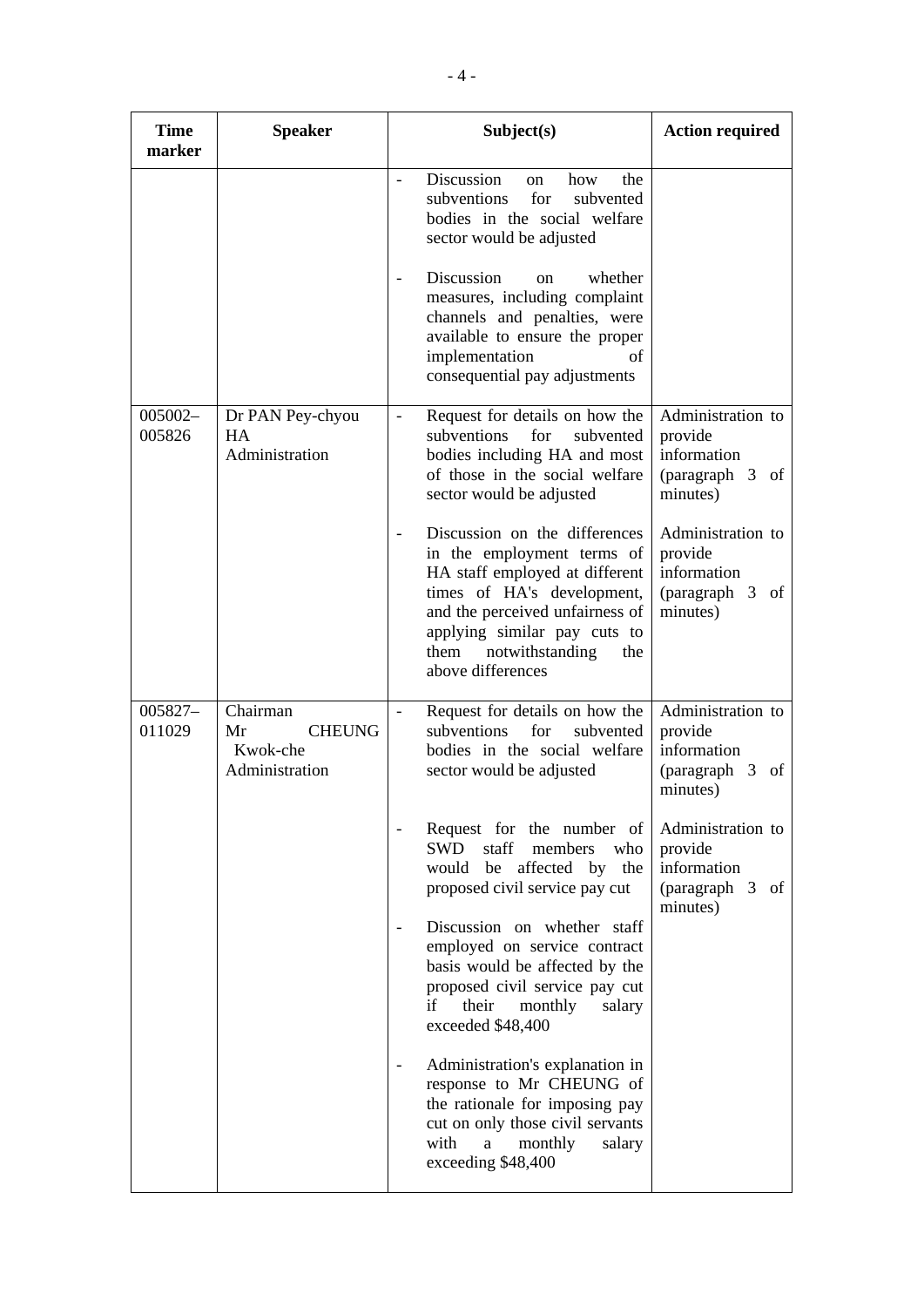| Time marker | Speaker | Subject(s) | Action required |
|---|---|---|---|
| | | - Discussion on how the subventions for subvented bodies in the social welfare sector would be adjusted<br><br>- Discussion on whether measures, including complaint channels and penalties, were available to ensure the proper implementation of consequential pay adjustments | |
| 005002–005826 | Dr PAN Pey-chyou<br>HA<br>Administration | - Request for details on how the subventions for subvented bodies including HA and most of those in the social welfare sector would be adjusted<br><br>- Discussion on the differences in the employment terms of HA staff employed at different times of HA's development, and the perceived unfairness of applying similar pay cuts to them notwithstanding the above differences | Administration to provide information (paragraph 3 of minutes)<br><br>Administration to provide information (paragraph 3 of minutes) |
| 005827–011029 | Chairman<br>Mr CHEUNG Kwok-che<br>Administration | - Request for details on how the subventions for subvented bodies in the social welfare sector would be adjusted<br><br>- Request for the number of SWD staff members who would be affected by the proposed civil service pay cut<br><br>- Discussion on whether staff employed on service contract basis would be affected by the proposed civil service pay cut if their monthly salary exceeded $48,400<br><br>- Administration's explanation in response to Mr CHEUNG of the rationale for imposing pay cut on only those civil servants with a monthly salary exceeding $48,400 | Administration to provide information (paragraph 3 of minutes)<br><br>Administration to provide information (paragraph 3 of minutes) |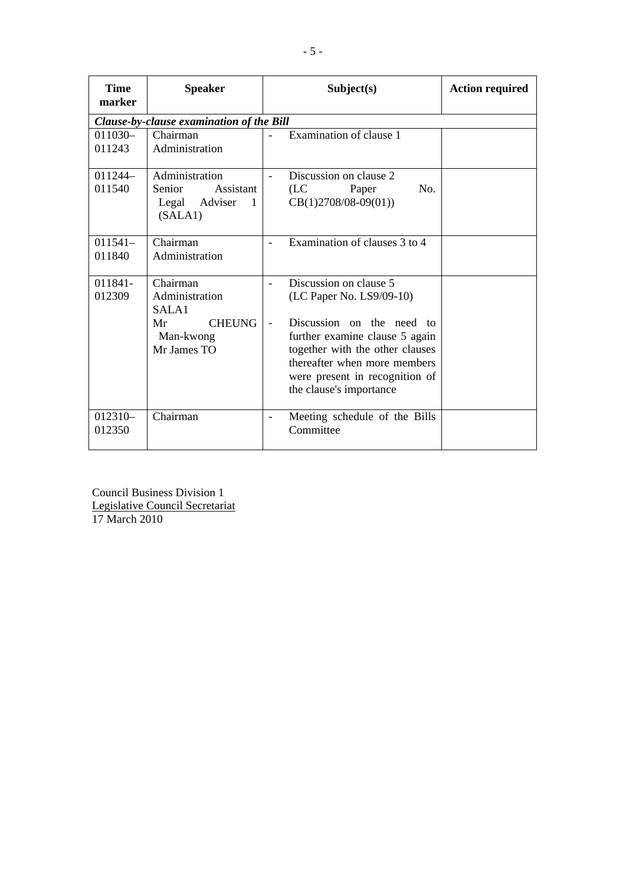| Time marker | Speaker | Subject(s) | Action required |
| --- | --- | --- | --- |
| ***Clause-by-clause examination of the Bill*** | | | |
| 011030–011243 | Chairman<br>Administration | - Examination of clause 1 | |
| 011244–011540 | Administration<br>Senior Assistant Legal Adviser 1 (SALA1) | - Discussion on clause 2 (LC Paper No. CB(1)2708/08-09(01)) | |
| 011541–011840 | Chairman<br>Administration | - Examination of clauses 3 to 4 | |
| 011841-012309 | Chairman<br>Administration<br>SALA1<br>Mr CHEUNG Man-kwong<br>Mr James TO | - Discussion on clause 5 (LC Paper No. LS9/09-10)<br>- Discussion on the need to further examine clause 5 again together with the other clauses thereafter when more members were present in recognition of the clause's importance | |
| 012310–012350 | Chairman | - Meeting schedule of the Bills Committee | |

Council Business Division 1
Legislative Council Secretariat
17 March 2010